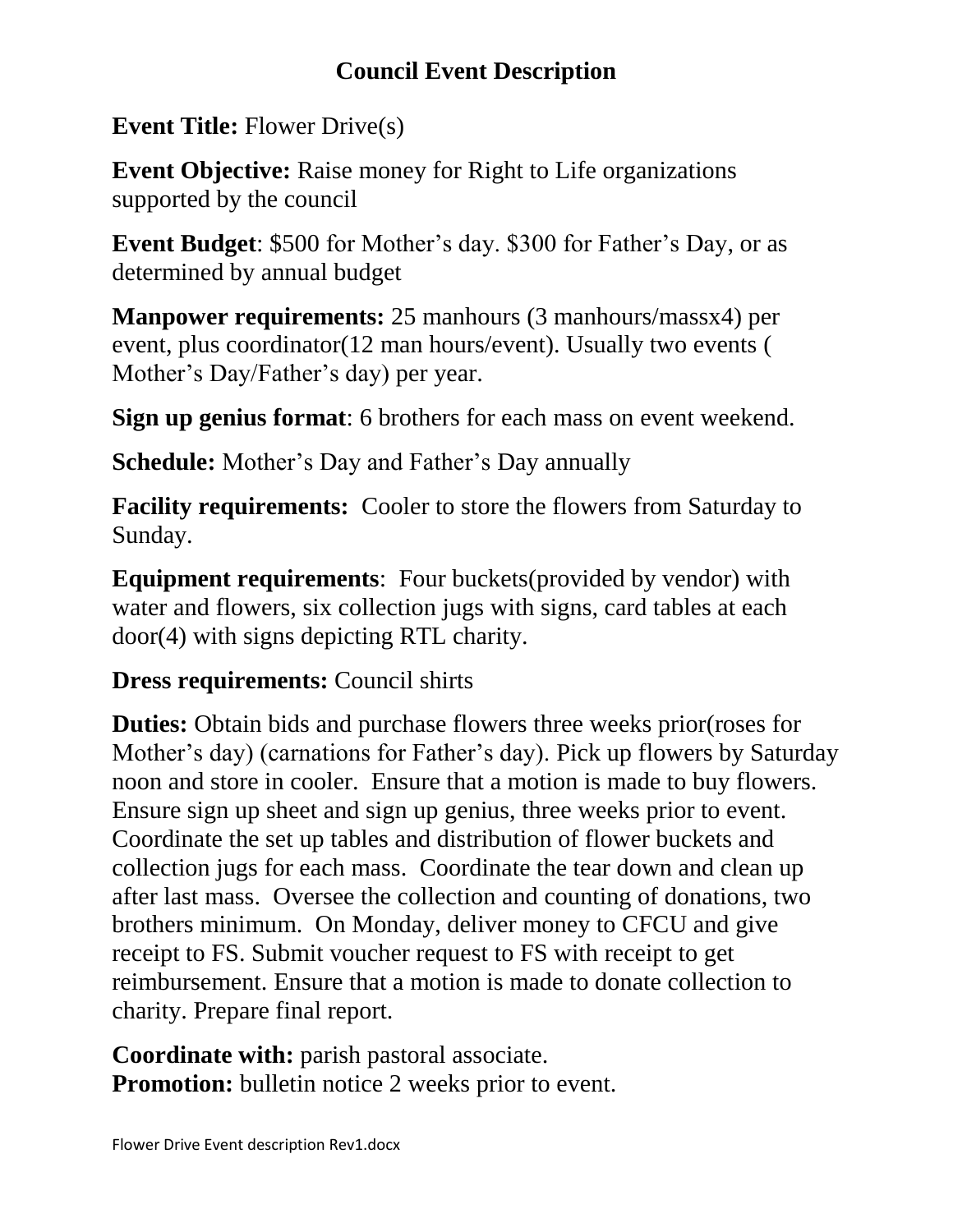# Council Event Description

**Event Title:** Flower Drive(s)

**Event Objective:** Raise money for Right to Life organizations supported by the council

**Event Budget**: $500 for Mother's day. $300 for Father's Day, or as determined by annual budget

**Manpower requirements:** 25 manhours (3 manhours/massx4) per event, plus coordinator(12 man hours/event). Usually two events ( Mother's Day/Father's day) per year.

**Sign up genius format**: 6 brothers for each mass on event weekend.

**Schedule:** Mother's Day and Father's Day annually

**Facility requirements:** Cooler to store the flowers from Saturday to Sunday.

**Equipment requirements**: Four buckets(provided by vendor) with water and flowers, six collection jugs with signs, card tables at each door(4) with signs depicting RTL charity.

**Dress requirements:** Council shirts

**Duties:** Obtain bids and purchase flowers three weeks prior(roses for Mother's day) (carnations for Father's day). Pick up flowers by Saturday noon and store in cooler. Ensure that a motion is made to buy flowers. Ensure sign up sheet and sign up genius, three weeks prior to event. Coordinate the set up tables and distribution of flower buckets and collection jugs for each mass. Coordinate the tear down and clean up after last mass. Oversee the collection and counting of donations, two brothers minimum. On Monday, deliver money to CFCU and give receipt to FS. Submit voucher request to FS with receipt to get reimbursement. Ensure that a motion is made to donate collection to charity. Prepare final report.

**Coordinate with:** parish pastoral associate.
**Promotion:** bulletin notice 2 weeks prior to event.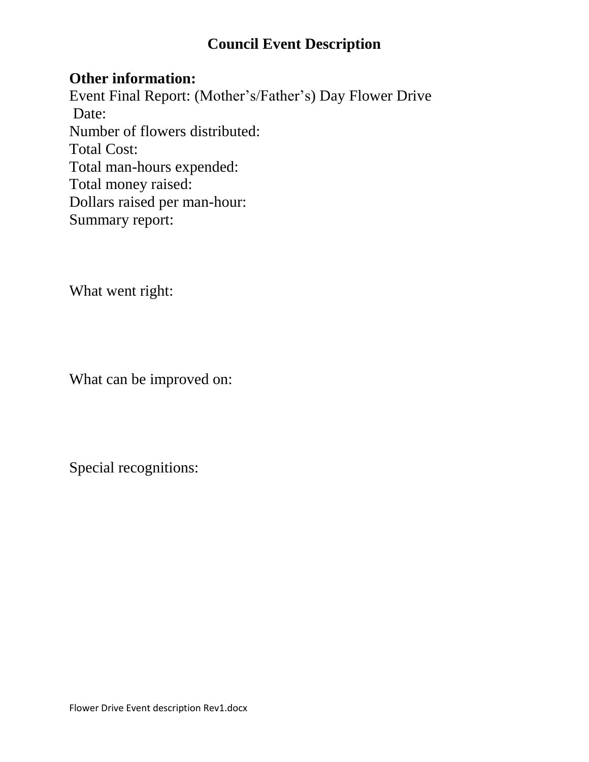# Council Event Description

**Other information:**

Event Final Report: (Mother's/Father's) Day Flower Drive
Date:
Number of flowers distributed:
Total Cost:
Total man-hours expended:
Total money raised:
Dollars raised per man-hour:
Summary report:

What went right:

What can be improved on:

Special recognitions: